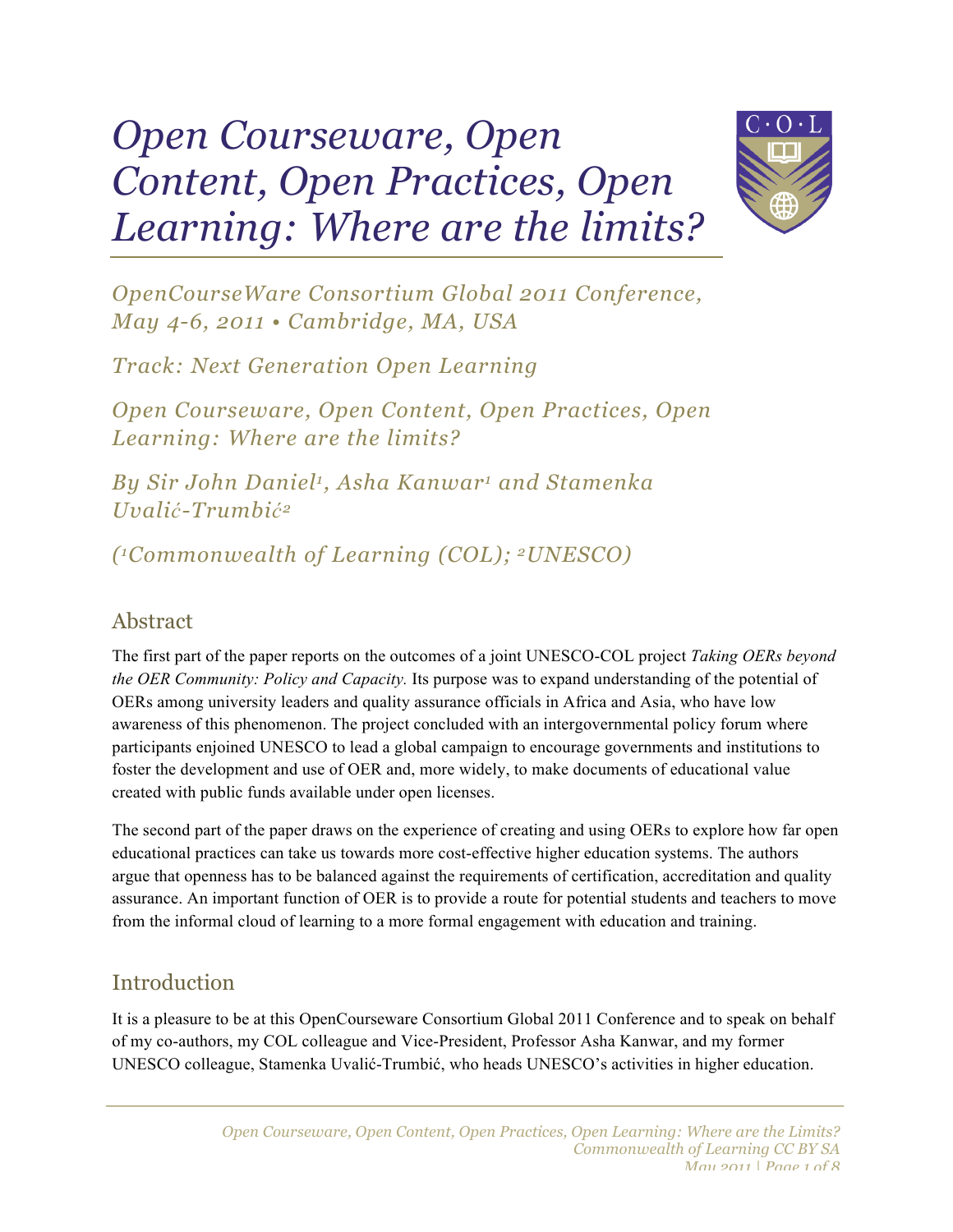# *Open Courseware, Open Content, Open Practices, Open Learning: Where are the limits?*

*OpenCourseWare Consortium Global 2011 Conference, May 4-6, 2011 • Cambridge, MA, USA*

*Track: Next Generation Open Learning*

*Open Courseware, Open Content, Open Practices, Open Learning: Where are the limits?*

*By Sir John Daniel[1], Asha Kanwar[1] and Stamenka Uvalić-Trumbić[2]*

*([1]Commonwealth of Learning (COL); [2]UNESCO)*

## Abstract

The first part of the paper reports on the outcomes of a joint UNESCO-COL project *Taking OERs beyond the OER Community: Policy and Capacity.* Its purpose was to expand understanding of the potential of OERs among university leaders and quality assurance officials in Africa and Asia, who have low awareness of this phenomenon. The project concluded with an intergovernmental policy forum where participants enjoined UNESCO to lead a global campaign to encourage governments and institutions to foster the development and use of OER and, more widely, to make documents of educational value created with public funds available under open licenses.

The second part of the paper draws on the experience of creating and using OERs to explore how far open educational practices can take us towards more cost-effective higher education systems. The authors argue that openness has to be balanced against the requirements of certification, accreditation and quality assurance. An important function of OER is to provide a route for potential students and teachers to move from the informal cloud of learning to a more formal engagement with education and training.

## Introduction

It is a pleasure to be at this OpenCourseware Consortium Global 2011 Conference and to speak on behalf of my co-authors, my COL colleague and Vice-President, Professor Asha Kanwar, and my former UNESCO colleague, Stamenka Uvalić-Trumbić, who heads UNESCO's activities in higher education.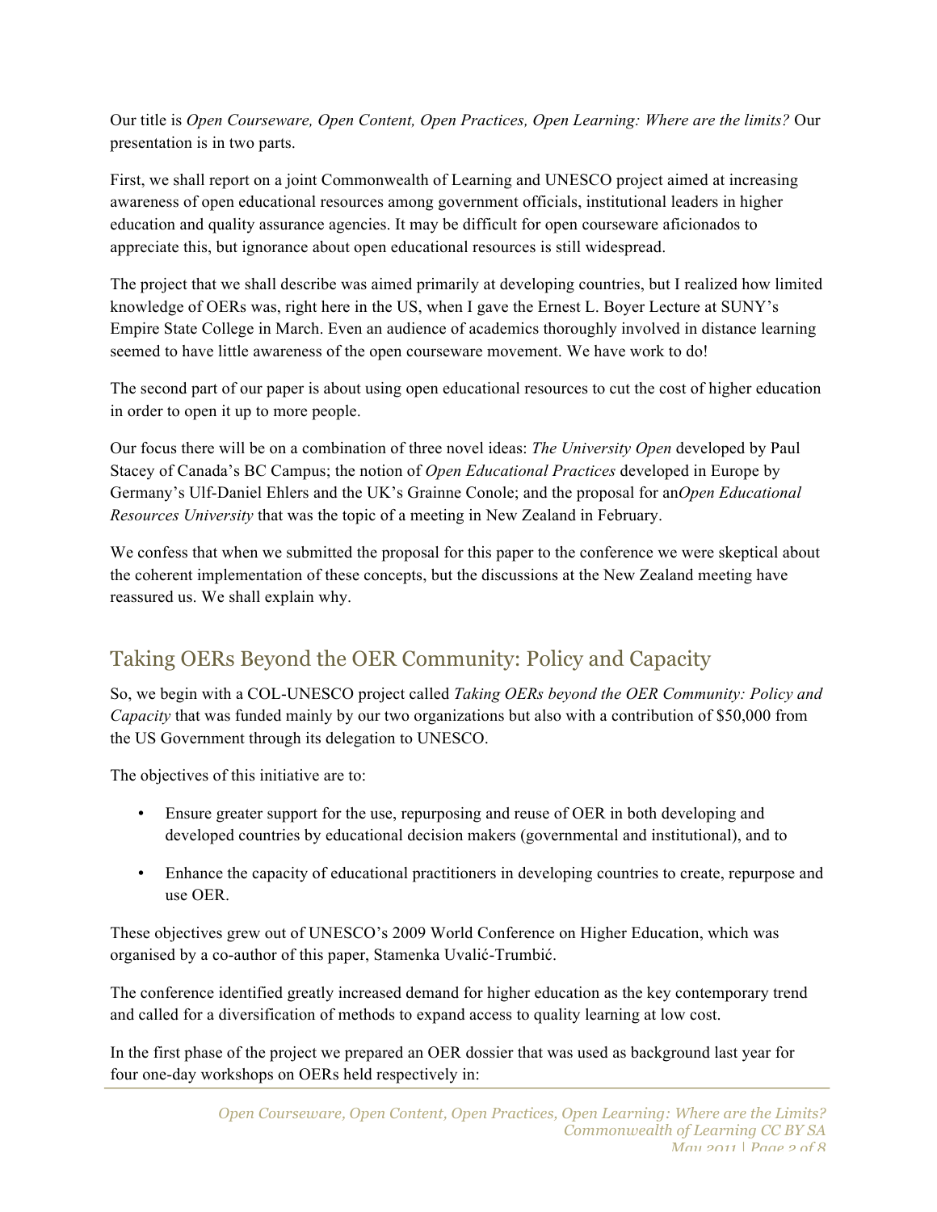Our title is *Open Courseware, Open Content, Open Practices, Open Learning: Where are the limits?* Our presentation is in two parts.

First, we shall report on a joint Commonwealth of Learning and UNESCO project aimed at increasing awareness of open educational resources among government officials, institutional leaders in higher education and quality assurance agencies. It may be difficult for open courseware aficionados to appreciate this, but ignorance about open educational resources is still widespread.

The project that we shall describe was aimed primarily at developing countries, but I realized how limited knowledge of OERs was, right here in the US, when I gave the Ernest L. Boyer Lecture at SUNY's Empire State College in March. Even an audience of academics thoroughly involved in distance learning seemed to have little awareness of the open courseware movement. We have work to do!

The second part of our paper is about using open educational resources to cut the cost of higher education in order to open it up to more people.

Our focus there will be on a combination of three novel ideas: *The University Open* developed by Paul Stacey of Canada's BC Campus; the notion of *Open Educational Practices* developed in Europe by Germany's Ulf-Daniel Ehlers and the UK's Grainne Conole; and the proposal for an*Open Educational Resources University* that was the topic of a meeting in New Zealand in February.

We confess that when we submitted the proposal for this paper to the conference we were skeptical about the coherent implementation of these concepts, but the discussions at the New Zealand meeting have reassured us. We shall explain why.

## Taking OERs Beyond the OER Community: Policy and Capacity

So, we begin with a COL-UNESCO project called *Taking OERs beyond the OER Community: Policy and Capacity* that was funded mainly by our two organizations but also with a contribution of $50,000 from the US Government through its delegation to UNESCO.

The objectives of this initiative are to:

- Ensure greater support for the use, repurposing and reuse of OER in both developing and developed countries by educational decision makers (governmental and institutional), and to
- Enhance the capacity of educational practitioners in developing countries to create, repurpose and use OER.

These objectives grew out of UNESCO's 2009 World Conference on Higher Education, which was organised by a co-author of this paper, Stamenka Uvalić-Trumbić.

The conference identified greatly increased demand for higher education as the key contemporary trend and called for a diversification of methods to expand access to quality learning at low cost.

In the first phase of the project we prepared an OER dossier that was used as background last year for four one-day workshops on OERs held respectively in: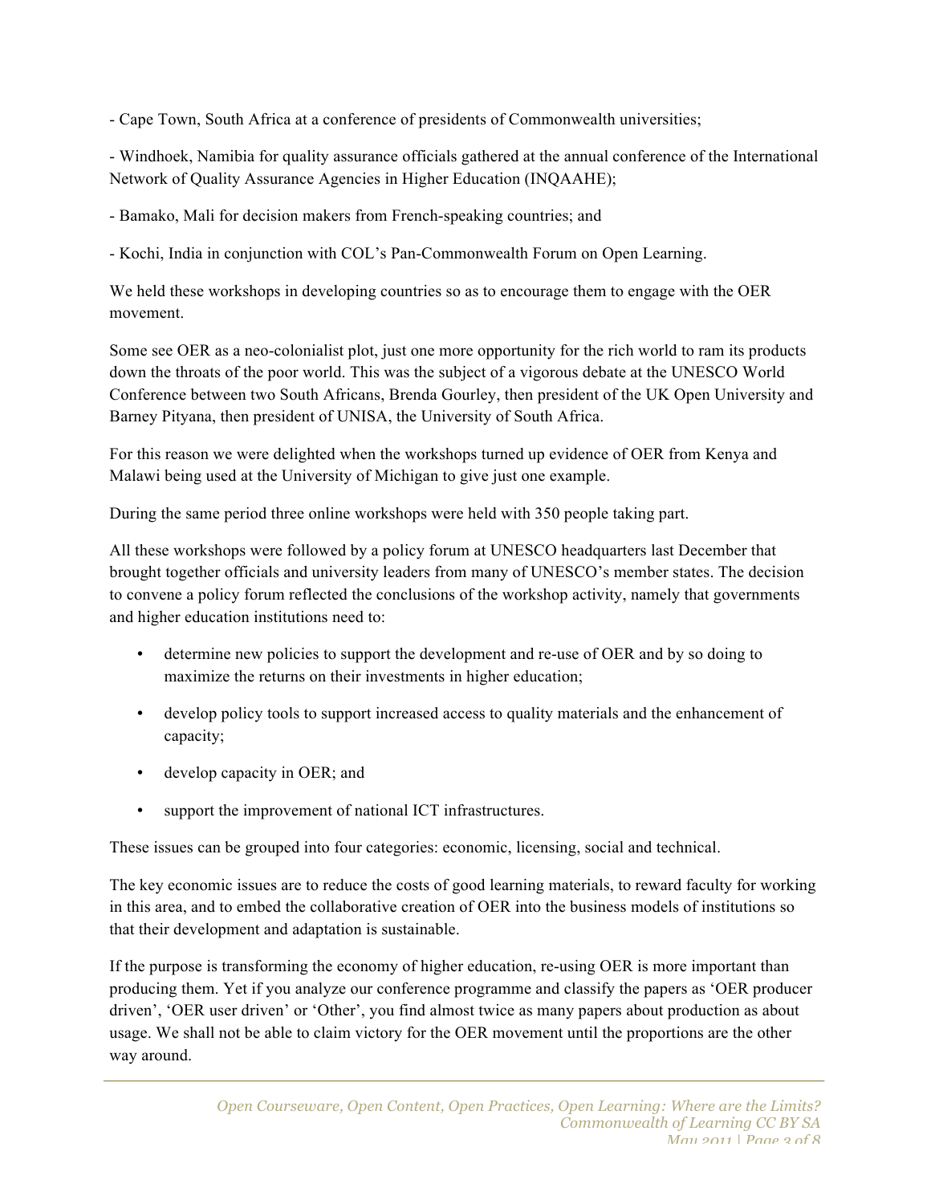- Cape Town, South Africa at a conference of presidents of Commonwealth universities;

- Windhoek, Namibia for quality assurance officials gathered at the annual conference of the International Network of Quality Assurance Agencies in Higher Education (INQAAHE);

- Bamako, Mali for decision makers from French-speaking countries; and

- Kochi, India in conjunction with COL's Pan-Commonwealth Forum on Open Learning.

We held these workshops in developing countries so as to encourage them to engage with the OER movement.

Some see OER as a neo-colonialist plot, just one more opportunity for the rich world to ram its products down the throats of the poor world. This was the subject of a vigorous debate at the UNESCO World Conference between two South Africans, Brenda Gourley, then president of the UK Open University and Barney Pityana, then president of UNISA, the University of South Africa.

For this reason we were delighted when the workshops turned up evidence of OER from Kenya and Malawi being used at the University of Michigan to give just one example.

During the same period three online workshops were held with 350 people taking part.

All these workshops were followed by a policy forum at UNESCO headquarters last December that brought together officials and university leaders from many of UNESCO's member states. The decision to convene a policy forum reflected the conclusions of the workshop activity, namely that governments and higher education institutions need to:

- determine new policies to support the development and re-use of OER and by so doing to maximize the returns on their investments in higher education;
- develop policy tools to support increased access to quality materials and the enhancement of capacity;
- develop capacity in OER; and
- support the improvement of national ICT infrastructures.

These issues can be grouped into four categories: economic, licensing, social and technical.

The key economic issues are to reduce the costs of good learning materials, to reward faculty for working in this area, and to embed the collaborative creation of OER into the business models of institutions so that their development and adaptation is sustainable.

If the purpose is transforming the economy of higher education, re-using OER is more important than producing them. Yet if you analyze our conference programme and classify the papers as 'OER producer driven', 'OER user driven' or 'Other', you find almost twice as many papers about production as about usage. We shall not be able to claim victory for the OER movement until the proportions are the other way around.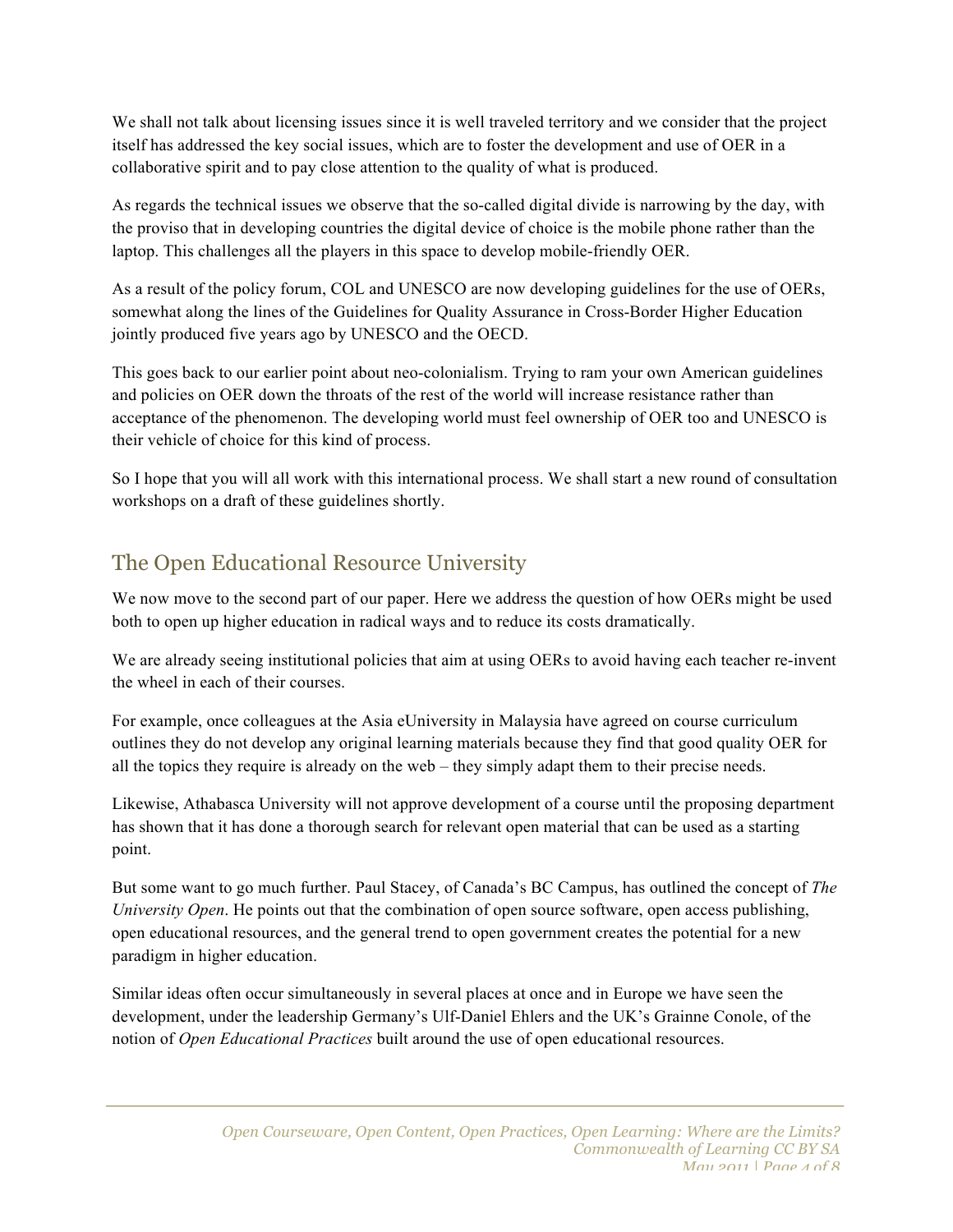We shall not talk about licensing issues since it is well traveled territory and we consider that the project itself has addressed the key social issues, which are to foster the development and use of OER in a collaborative spirit and to pay close attention to the quality of what is produced.

As regards the technical issues we observe that the so-called digital divide is narrowing by the day, with the proviso that in developing countries the digital device of choice is the mobile phone rather than the laptop. This challenges all the players in this space to develop mobile-friendly OER.

As a result of the policy forum, COL and UNESCO are now developing guidelines for the use of OERs, somewhat along the lines of the Guidelines for Quality Assurance in Cross-Border Higher Education jointly produced five years ago by UNESCO and the OECD.

This goes back to our earlier point about neo-colonialism. Trying to ram your own American guidelines and policies on OER down the throats of the rest of the world will increase resistance rather than acceptance of the phenomenon. The developing world must feel ownership of OER too and UNESCO is their vehicle of choice for this kind of process.

So I hope that you will all work with this international process. We shall start a new round of consultation workshops on a draft of these guidelines shortly.

## The Open Educational Resource University

We now move to the second part of our paper. Here we address the question of how OERs might be used both to open up higher education in radical ways and to reduce its costs dramatically.

We are already seeing institutional policies that aim at using OERs to avoid having each teacher re-invent the wheel in each of their courses.

For example, once colleagues at the Asia eUniversity in Malaysia have agreed on course curriculum outlines they do not develop any original learning materials because they find that good quality OER for all the topics they require is already on the web – they simply adapt them to their precise needs.

Likewise, Athabasca University will not approve development of a course until the proposing department has shown that it has done a thorough search for relevant open material that can be used as a starting point.

But some want to go much further. Paul Stacey, of Canada's BC Campus, has outlined the concept of *The University Open*. He points out that the combination of open source software, open access publishing, open educational resources, and the general trend to open government creates the potential for a new paradigm in higher education.

Similar ideas often occur simultaneously in several places at once and in Europe we have seen the development, under the leadership Germany's Ulf-Daniel Ehlers and the UK's Grainne Conole, of the notion of *Open Educational Practices* built around the use of open educational resources.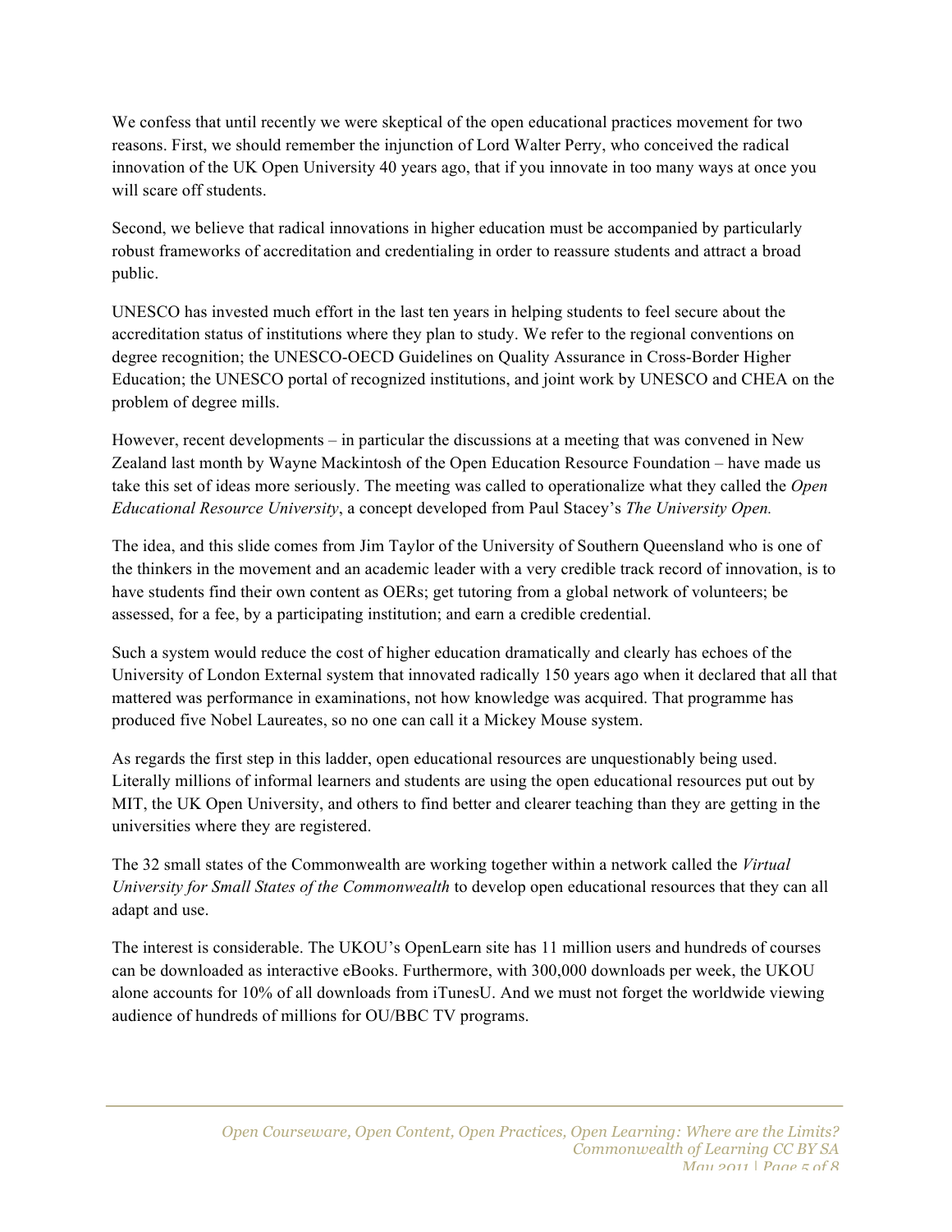We confess that until recently we were skeptical of the open educational practices movement for two reasons. First, we should remember the injunction of Lord Walter Perry, who conceived the radical innovation of the UK Open University 40 years ago, that if you innovate in too many ways at once you will scare off students.

Second, we believe that radical innovations in higher education must be accompanied by particularly robust frameworks of accreditation and credentialing in order to reassure students and attract a broad public.

UNESCO has invested much effort in the last ten years in helping students to feel secure about the accreditation status of institutions where they plan to study. We refer to the regional conventions on degree recognition; the UNESCO-OECD Guidelines on Quality Assurance in Cross-Border Higher Education; the UNESCO portal of recognized institutions, and joint work by UNESCO and CHEA on the problem of degree mills.

However, recent developments – in particular the discussions at a meeting that was convened in New Zealand last month by Wayne Mackintosh of the Open Education Resource Foundation – have made us take this set of ideas more seriously. The meeting was called to operationalize what they called the *Open Educational Resource University*, a concept developed from Paul Stacey's *The University Open.*

The idea, and this slide comes from Jim Taylor of the University of Southern Queensland who is one of the thinkers in the movement and an academic leader with a very credible track record of innovation, is to have students find their own content as OERs; get tutoring from a global network of volunteers; be assessed, for a fee, by a participating institution; and earn a credible credential.

Such a system would reduce the cost of higher education dramatically and clearly has echoes of the University of London External system that innovated radically 150 years ago when it declared that all that mattered was performance in examinations, not how knowledge was acquired. That programme has produced five Nobel Laureates, so no one can call it a Mickey Mouse system.

As regards the first step in this ladder, open educational resources are unquestionably being used. Literally millions of informal learners and students are using the open educational resources put out by MIT, the UK Open University, and others to find better and clearer teaching than they are getting in the universities where they are registered.

The 32 small states of the Commonwealth are working together within a network called the *Virtual University for Small States of the Commonwealth* to develop open educational resources that they can all adapt and use.

The interest is considerable. The UKOU's OpenLearn site has 11 million users and hundreds of courses can be downloaded as interactive eBooks. Furthermore, with 300,000 downloads per week, the UKOU alone accounts for 10% of all downloads from iTunesU. And we must not forget the worldwide viewing audience of hundreds of millions for OU/BBC TV programs.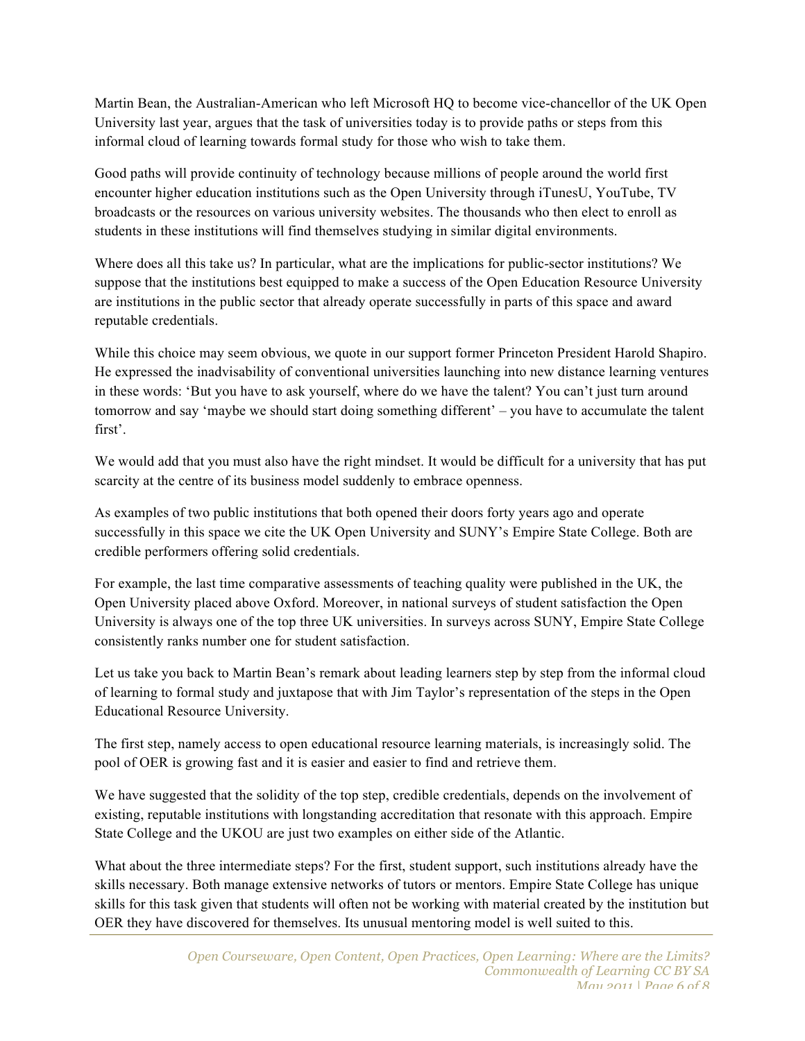Martin Bean, the Australian-American who left Microsoft HQ to become vice-chancellor of the UK Open University last year, argues that the task of universities today is to provide paths or steps from this informal cloud of learning towards formal study for those who wish to take them.

Good paths will provide continuity of technology because millions of people around the world first encounter higher education institutions such as the Open University through iTunesU, YouTube, TV broadcasts or the resources on various university websites. The thousands who then elect to enroll as students in these institutions will find themselves studying in similar digital environments.

Where does all this take us? In particular, what are the implications for public-sector institutions? We suppose that the institutions best equipped to make a success of the Open Education Resource University are institutions in the public sector that already operate successfully in parts of this space and award reputable credentials.

While this choice may seem obvious, we quote in our support former Princeton President Harold Shapiro. He expressed the inadvisability of conventional universities launching into new distance learning ventures in these words: 'But you have to ask yourself, where do we have the talent? You can't just turn around tomorrow and say 'maybe we should start doing something different' – you have to accumulate the talent first'.

We would add that you must also have the right mindset. It would be difficult for a university that has put scarcity at the centre of its business model suddenly to embrace openness.

As examples of two public institutions that both opened their doors forty years ago and operate successfully in this space we cite the UK Open University and SUNY's Empire State College. Both are credible performers offering solid credentials.

For example, the last time comparative assessments of teaching quality were published in the UK, the Open University placed above Oxford. Moreover, in national surveys of student satisfaction the Open University is always one of the top three UK universities. In surveys across SUNY, Empire State College consistently ranks number one for student satisfaction.

Let us take you back to Martin Bean's remark about leading learners step by step from the informal cloud of learning to formal study and juxtapose that with Jim Taylor's representation of the steps in the Open Educational Resource University.

The first step, namely access to open educational resource learning materials, is increasingly solid. The pool of OER is growing fast and it is easier and easier to find and retrieve them.

We have suggested that the solidity of the top step, credible credentials, depends on the involvement of existing, reputable institutions with longstanding accreditation that resonate with this approach. Empire State College and the UKOU are just two examples on either side of the Atlantic.

What about the three intermediate steps? For the first, student support, such institutions already have the skills necessary. Both manage extensive networks of tutors or mentors. Empire State College has unique skills for this task given that students will often not be working with material created by the institution but OER they have discovered for themselves. Its unusual mentoring model is well suited to this.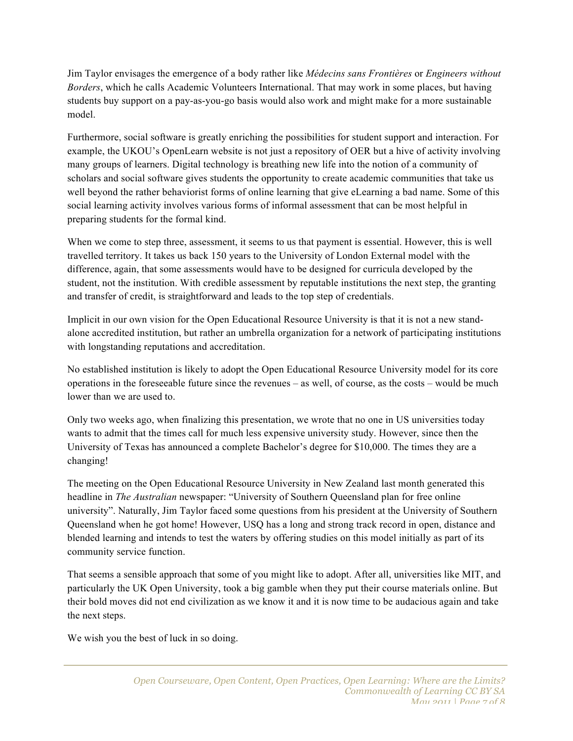Jim Taylor envisages the emergence of a body rather like *Médecins sans Frontières* or *Engineers without Borders*, which he calls Academic Volunteers International. That may work in some places, but having students buy support on a pay-as-you-go basis would also work and might make for a more sustainable model.

Furthermore, social software is greatly enriching the possibilities for student support and interaction. For example, the UKOU's OpenLearn website is not just a repository of OER but a hive of activity involving many groups of learners. Digital technology is breathing new life into the notion of a community of scholars and social software gives students the opportunity to create academic communities that take us well beyond the rather behaviorist forms of online learning that give eLearning a bad name. Some of this social learning activity involves various forms of informal assessment that can be most helpful in preparing students for the formal kind.

When we come to step three, assessment, it seems to us that payment is essential. However, this is well travelled territory. It takes us back 150 years to the University of London External model with the difference, again, that some assessments would have to be designed for curricula developed by the student, not the institution. With credible assessment by reputable institutions the next step, the granting and transfer of credit, is straightforward and leads to the top step of credentials.

Implicit in our own vision for the Open Educational Resource University is that it is not a new stand-alone accredited institution, but rather an umbrella organization for a network of participating institutions with longstanding reputations and accreditation.

No established institution is likely to adopt the Open Educational Resource University model for its core operations in the foreseeable future since the revenues – as well, of course, as the costs – would be much lower than we are used to.

Only two weeks ago, when finalizing this presentation, we wrote that no one in US universities today wants to admit that the times call for much less expensive university study. However, since then the University of Texas has announced a complete Bachelor's degree for $10,000. The times they are a changing!

The meeting on the Open Educational Resource University in New Zealand last month generated this headline in *The Australian* newspaper: "University of Southern Queensland plan for free online university". Naturally, Jim Taylor faced some questions from his president at the University of Southern Queensland when he got home! However, USQ has a long and strong track record in open, distance and blended learning and intends to test the waters by offering studies on this model initially as part of its community service function.

That seems a sensible approach that some of you might like to adopt. After all, universities like MIT, and particularly the UK Open University, took a big gamble when they put their course materials online. But their bold moves did not end civilization as we know it and it is now time to be audacious again and take the next steps.

We wish you the best of luck in so doing.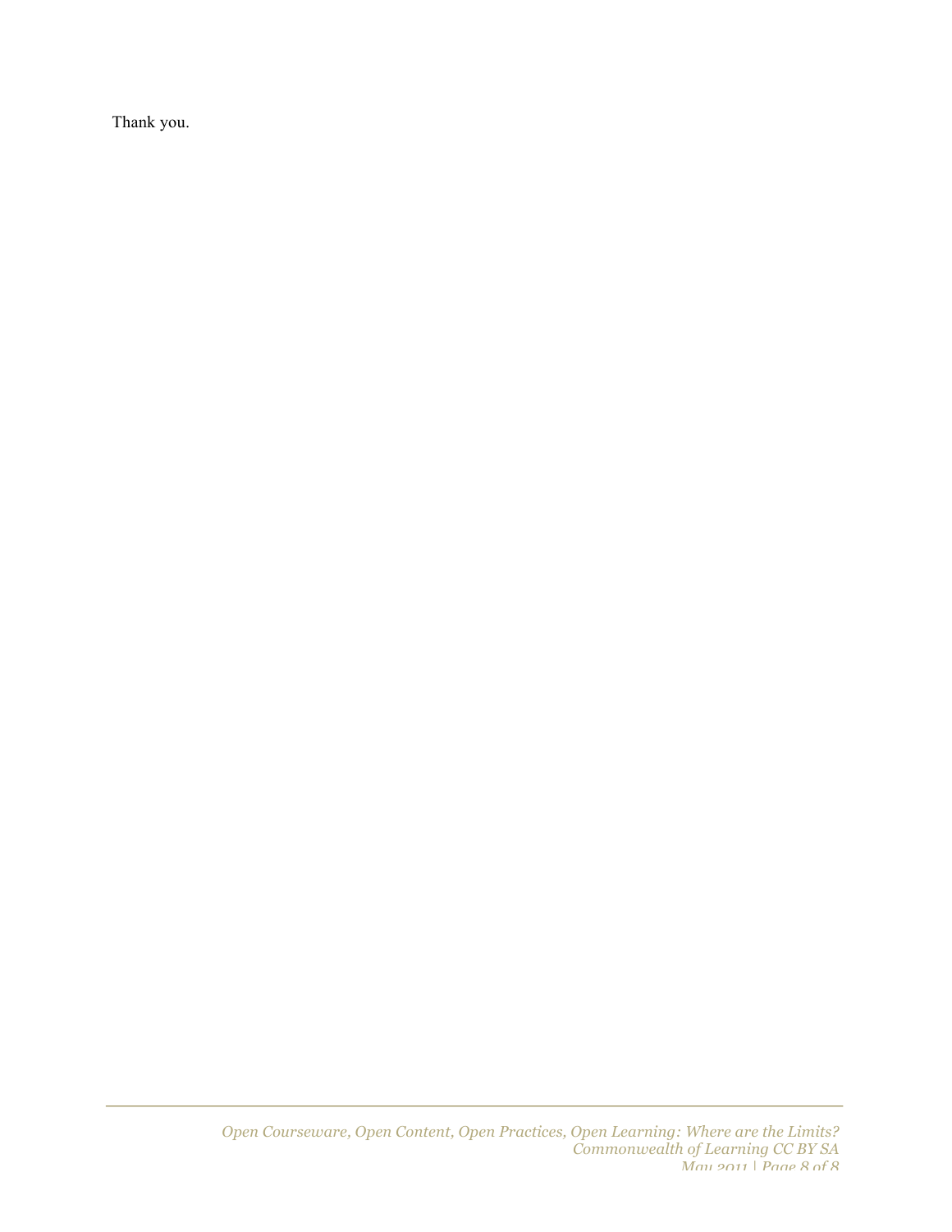Thank you.